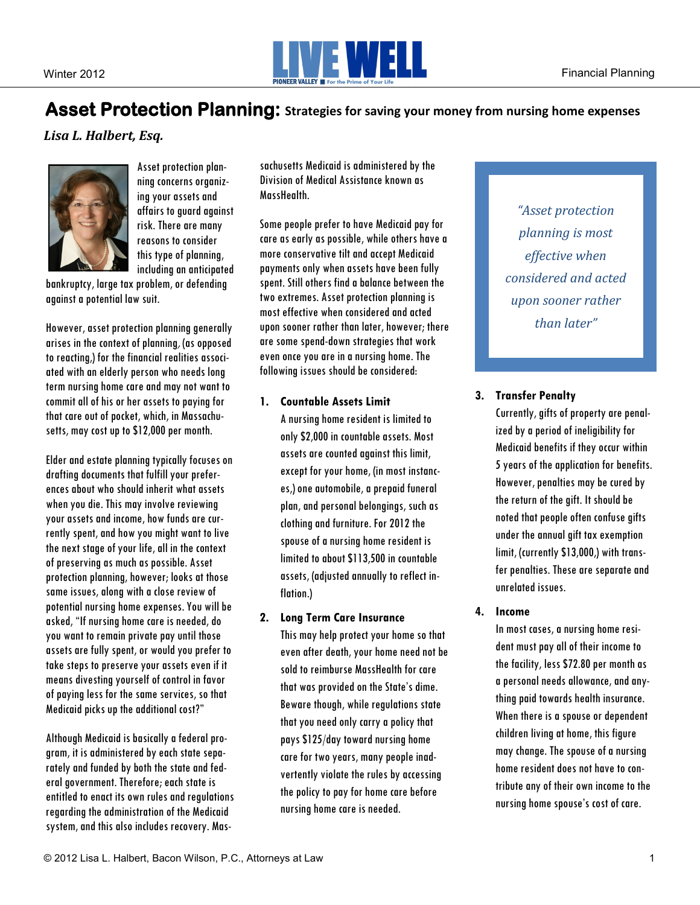# Asset Protection Planning: Strategies for saving your money from nursing home expenses

***Lisa L. Halbert, Esq.***

Asset protection planning concerns organizing your assets and affairs to guard against risk. There are many reasons to consider this type of planning, including an anticipated bankruptcy, large tax problem, or defending against a potential law suit.

However, asset protection planning generally arises in the context of planning, (as opposed to reacting,) for the financial realities associated with an elderly person who needs long term nursing home care and may not want to commit all of his or her assets to paying for that care out of pocket, which, in Massachusetts, may cost up to $12,000 per month.

Elder and estate planning typically focuses on drafting documents that fulfill your preferences about who should inherit what assets when you die. This may involve reviewing your assets and income, how funds are currently spent, and how you might want to live the next stage of your life, all in the context of preserving as much as possible. Asset protection planning, however; looks at those same issues, along with a close review of potential nursing home expenses. You will be asked, "If nursing home care is needed, do you want to remain private pay until those assets are fully spent, or would you prefer to take steps to preserve your assets even if it means divesting yourself of control in favor of paying less for the same services, so that Medicaid picks up the additional cost?"

Although Medicaid is basically a federal program, it is administered by each state separately and funded by both the state and federal government. Therefore; each state is entitled to enact its own rules and regulations regarding the administration of the Medicaid system, and this also includes recovery. Massachusetts Medicaid is administered by the Division of Medical Assistance known as MassHealth.

Some people prefer to have Medicaid pay for care as early as possible, while others have a more conservative tilt and accept Medicaid payments only when assets have been fully spent. Still others find a balance between the two extremes. Asset protection planning is most effective when considered and acted upon sooner rather than later, however; there are some spend-down strategies that work even once you are in a nursing home. The following issues should be considered:

> *"Asset protection planning is most effective when considered and acted upon sooner rather than later"*

1. **Countable Assets Limit**
   A nursing home resident is limited to only $2,000 in countable assets. Most assets are counted against this limit, except for your home, (in most instances,) one automobile, a prepaid funeral plan, and personal belongings, such as clothing and furniture. For 2012 the spouse of a nursing home resident is limited to about $113,500 in countable assets, (adjusted annually to reflect inflation.)

2. **Long Term Care Insurance**
   This may help protect your home so that even after death, your home need not be sold to reimburse MassHealth for care that was provided on the State's dime. Beware though, while regulations state that you need only carry a policy that pays $125/day toward nursing home care for two years, many people inadvertently violate the rules by accessing the policy to pay for home care before nursing home care is needed.

3. **Transfer Penalty**
   Currently, gifts of property are penalized by a period of ineligibility for Medicaid benefits if they occur within 5 years of the application for benefits. However, penalties may be cured by the return of the gift. It should be noted that people often confuse gifts under the annual gift tax exemption limit, (currently $13,000,) with transfer penalties. These are separate and unrelated issues.

4. **Income**
   In most cases, a nursing home resident must pay all of their income to the facility, less $72.80 per month as a personal needs allowance, and anything paid towards health insurance. When there is a spouse or dependent children living at home, this figure may change. The spouse of a nursing home resident does not have to contribute any of their own income to the nursing home spouse's cost of care.

© 2012 Lisa L. Halbert, Bacon Wilson, P.C., Attorneys at Law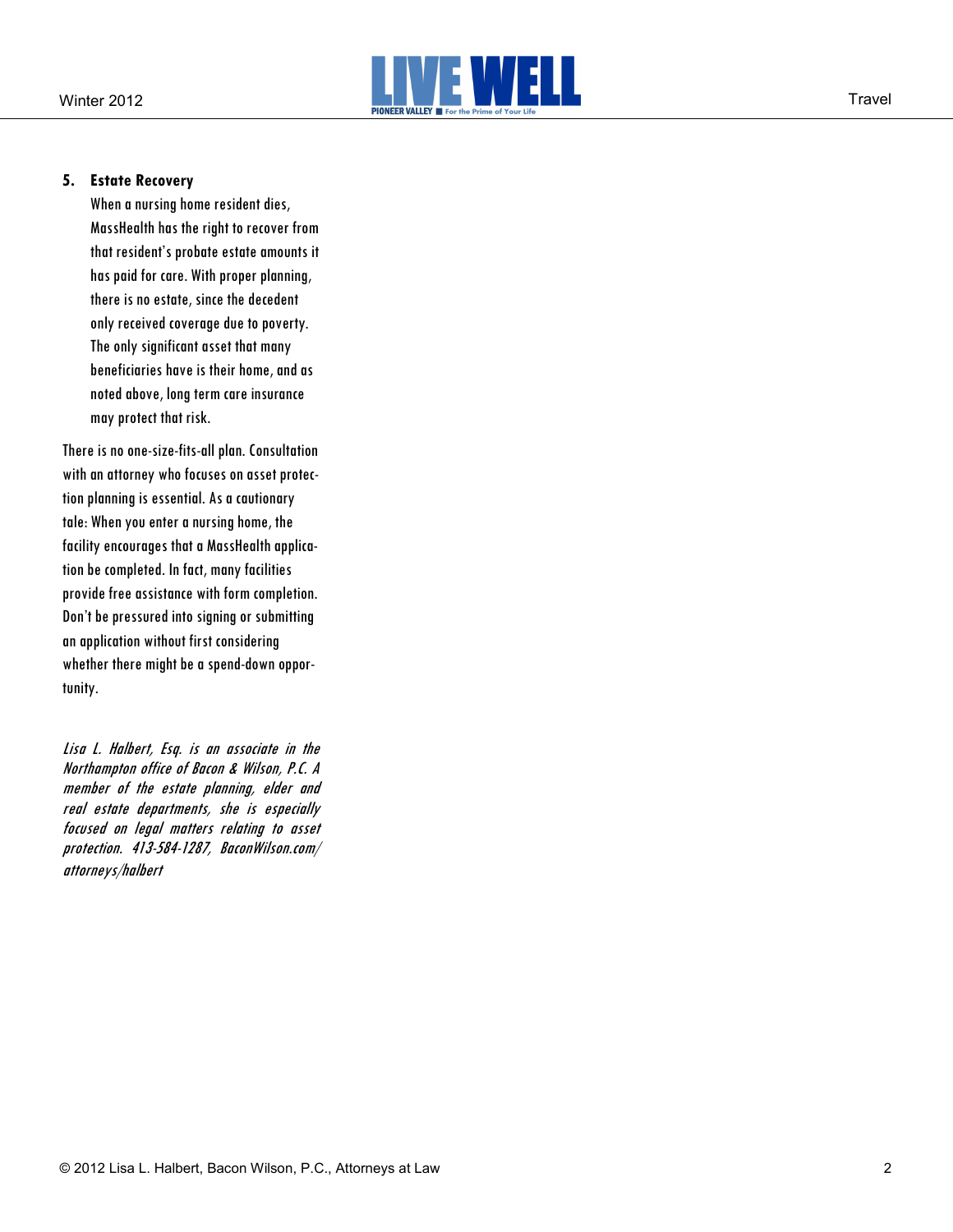5. **Estate Recovery**
   When a nursing home resident dies, MassHealth has the right to recover from that resident's probate estate amounts it has paid for care. With proper planning, there is no estate, since the decedent only received coverage due to poverty. The only significant asset that many beneficiaries have is their home, and as noted above, long term care insurance may protect that risk.

There is no one-size-fits-all plan. Consultation with an attorney who focuses on asset protection planning is essential. As a cautionary tale: When you enter a nursing home, the facility encourages that a MassHealth application be completed. In fact, many facilities provide free assistance with form completion. Don't be pressured into signing or submitting an application without first considering whether there might be a spend-down opportunity.

*Lisa L. Halbert, Esq. is an associate in the Northampton office of Bacon & Wilson, P.C. A member of the estate planning, elder and real estate departments, she is especially focused on legal matters relating to asset protection. 413-584-1287, BaconWilson.com/attorneys/halbert*

© 2012 Lisa L. Halbert, Bacon Wilson, P.C., Attorneys at Law